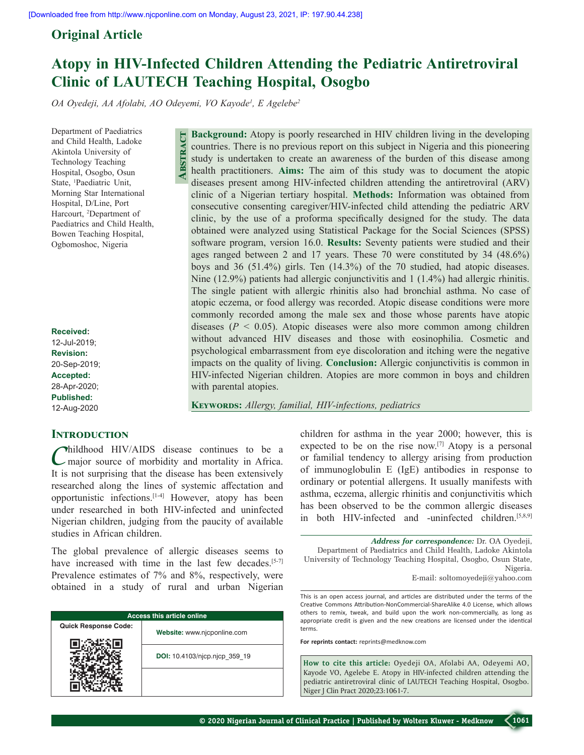Original Article

# Atopy in HIV-Infected Children Attending the Pediatric Antiretroviral Clinic of LAUTECH Teaching Hospital, Osogbo

*OA Oyedeji, AA Afolabi, AO Odeyemi, VO Kayode[1], E Agelebe[2]*

Department of Paediatrics and Child Health, Ladoke Akintola University of Technology Teaching Hospital, Osogbo, Osun State, [1]Paediatric Unit, Morning Star International Hospital, D/Line, Port Harcourt, [2]Department of Paediatrics and Child Health, Bowen Teaching Hospital, Ogbomoshoc, Nigeria

**Received:** 12-Jul-2019;
**Revision:** 20-Sep-2019;
**Accepted:** 28-Apr-2020;
**Published:** 12-Aug-2020

## Abstract

**Background:** Atopy is poorly researched in HIV children living in the developing countries. There is no previous report on this subject in Nigeria and this pioneering study is undertaken to create an awareness of the burden of this disease among health practitioners. **Aims:** The aim of this study was to document the atopic diseases present among HIV-infected children attending the antiretroviral (ARV) clinic of a Nigerian tertiary hospital. **Methods:** Information was obtained from consecutive consenting caregiver/HIV-infected child attending the pediatric ARV clinic, by the use of a proforma specifically designed for the study. The data obtained were analyzed using Statistical Package for the Social Sciences (SPSS) software program, version 16.0. **Results:** Seventy patients were studied and their ages ranged between 2 and 17 years. These 70 were constituted by 34 (48.6%) boys and 36 (51.4%) girls. Ten (14.3%) of the 70 studied, had atopic diseases. Nine (12.9%) patients had allergic conjunctivitis and 1 (1.4%) had allergic rhinitis. The single patient with allergic rhinitis also had bronchial asthma. No case of atopic eczema, or food allergy was recorded. Atopic disease conditions were more commonly recorded among the male sex and those whose parents have atopic diseases ($P < 0.05$). Atopic diseases were also more common among children without advanced HIV diseases and those with eosinophilia. Cosmetic and psychological embarrassment from eye discoloration and itching were the negative impacts on the quality of living. **Conclusion:** Allergic conjunctivitis is common in HIV-infected Nigerian children. Atopies are more common in boys and children with parental atopies.

**Keywords:** *Allergy, familial, HIV-infections, pediatrics*

## Introduction

Childhood HIV/AIDS disease continues to be a major source of morbidity and mortality in Africa. It is not surprising that the disease has been extensively researched along the lines of systemic affectation and opportunistic infections.[1-4] However, atopy has been under researched in both HIV-infected and uninfected Nigerian children, judging from the paucity of available studies in African children.

The global prevalence of allergic diseases seems to have increased with time in the last few decades.[5-7] Prevalence estimates of 7% and 8%, respectively, were obtained in a study of rural and urban Nigerian children for asthma in the year 2000; however, this is expected to be on the rise now.[7] Atopy is a personal or familial tendency to allergy arising from production of immunoglobulin E (IgE) antibodies in response to ordinary or potential allergens. It usually manifests with asthma, eczema, allergic rhinitis and conjunctivitis which has been observed to be the common allergic diseases in both HIV-infected and -uninfected children.[5,8,9]

*Address for correspondence:* Dr. OA Oyedeji, Department of Paediatrics and Child Health, Ladoke Akintola University of Technology Teaching Hospital, Osogbo, Osun State, Nigeria.
E-mail: soltomoyedeji@yahoo.com

| Access this article online | |
|---|---|
| Quick Response Code: | Website: www.njcponline.com |
| | DOI: 10.4103/njcp.njcp_359_19 |

This is an open access journal, and articles are distributed under the terms of the Creative Commons Attribution-NonCommercial-ShareAlike 4.0 License, which allows others to remix, tweak, and build upon the work non-commercially, as long as appropriate credit is given and the new creations are licensed under the identical terms.

For reprints contact: reprints@medknow.com

**How to cite this article:** Oyedeji OA, Afolabi AA, Odeyemi AO, Kayode VO, Agelebe E. Atopy in HIV-infected children attending the pediatric antiretroviral clinic of LAUTECH Teaching Hospital, Osogbo. Niger J Clin Pract 2020;23:1061-7.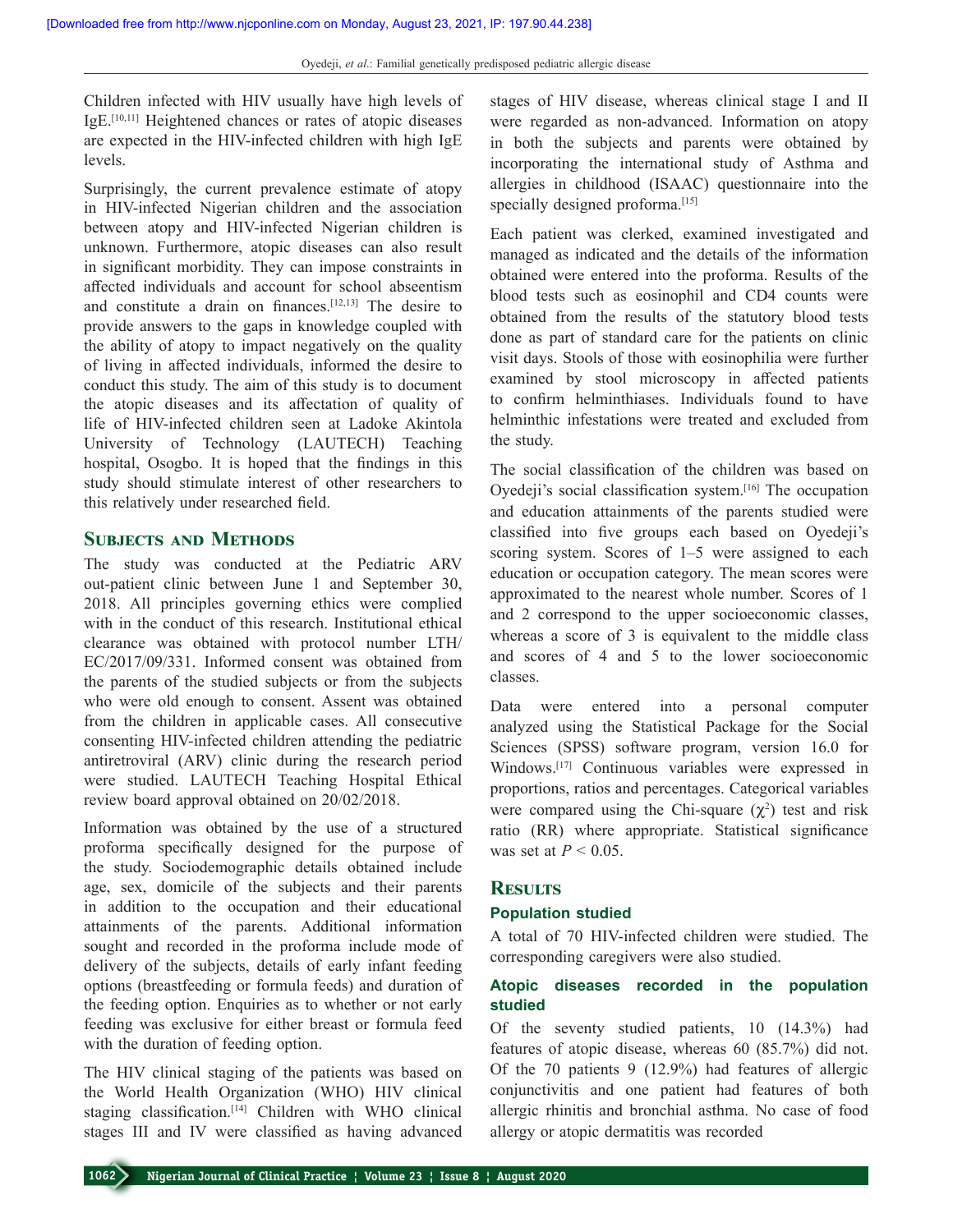Children infected with HIV usually have high levels of IgE.[10,11] Heightened chances or rates of atopic diseases are expected in the HIV-infected children with high IgE levels.

Surprisingly, the current prevalence estimate of atopy in HIV-infected Nigerian children and the association between atopy and HIV-infected Nigerian children is unknown. Furthermore, atopic diseases can also result in significant morbidity. They can impose constraints in affected individuals and account for school absentism and constitute a drain on finances.[12,13] The desire to provide answers to the gaps in knowledge coupled with the ability of atopy to impact negatively on the quality of living in affected individuals, informed the desire to conduct this study. The aim of this study is to document the atopic diseases and its affectation of quality of life of HIV-infected children seen at Ladoke Akintola University of Technology (LAUTECH) Teaching hospital, Osogbo. It is hoped that the findings in this study should stimulate interest of other researchers to this relatively under researched field.

## Subjects and Methods

The study was conducted at the Pediatric ARV out-patient clinic between June 1 and September 30, 2018. All principles governing ethics were complied with in the conduct of this research. Institutional ethical clearance was obtained with protocol number LTH/EC/2017/09/331. Informed consent was obtained from the parents of the studied subjects or from the subjects who were old enough to consent. Assent was obtained from the children in applicable cases. All consecutive consenting HIV-infected children attending the pediatric antiretroviral (ARV) clinic during the research period were studied. LAUTECH Teaching Hospital Ethical review board approval obtained on 20/02/2018.

Information was obtained by the use of a structured proforma specifically designed for the purpose of the study. Sociodemographic details obtained include age, sex, domicile of the subjects and their parents in addition to the occupation and their educational attainments of the parents. Additional information sought and recorded in the proforma include mode of delivery of the subjects, details of early infant feeding options (breastfeeding or formula feeds) and duration of the feeding option. Enquiries as to whether or not early feeding was exclusive for either breast or formula feed with the duration of feeding option.

The HIV clinical staging of the patients was based on the World Health Organization (WHO) HIV clinical staging classification.[14] Children with WHO clinical stages III and IV were classified as having advanced stages of HIV disease, whereas clinical stage I and II were regarded as non-advanced. Information on atopy in both the subjects and parents were obtained by incorporating the international study of Asthma and allergies in childhood (ISAAC) questionnaire into the specially designed proforma.[15]

Each patient was clerked, examined investigated and managed as indicated and the details of the information obtained were entered into the proforma. Results of the blood tests such as eosinophil and CD4 counts were obtained from the results of the statutory blood tests done as part of standard care for the patients on clinic visit days. Stools of those with eosinophilia were further examined by stool microscopy in affected patients to confirm helminthiases. Individuals found to have helminthic infestations were treated and excluded from the study.

The social classification of the children was based on Oyedeji's social classification system.[16] The occupation and education attainments of the parents studied were classified into five groups each based on Oyedeji's scoring system. Scores of 1–5 were assigned to each education or occupation category. The mean scores were approximated to the nearest whole number. Scores of 1 and 2 correspond to the upper socioeconomic classes, whereas a score of 3 is equivalent to the middle class and scores of 4 and 5 to the lower socioeconomic classes.

Data were entered into a personal computer analyzed using the Statistical Package for the Social Sciences (SPSS) software program, version 16.0 for Windows.[17] Continuous variables were expressed in proportions, ratios and percentages. Categorical variables were compared using the Chi-square ($\chi^2$) test and risk ratio (RR) where appropriate. Statistical significance was set at $P < 0.05$.

## Results

### Population studied

A total of 70 HIV-infected children were studied. The corresponding caregivers were also studied.

### Atopic diseases recorded in the population studied

Of the seventy studied patients, 10 (14.3%) had features of atopic disease, whereas 60 (85.7%) did not. Of the 70 patients 9 (12.9%) had features of allergic conjunctivitis and one patient had features of both allergic rhinitis and bronchial asthma. No case of food allergy or atopic dermatitis was recorded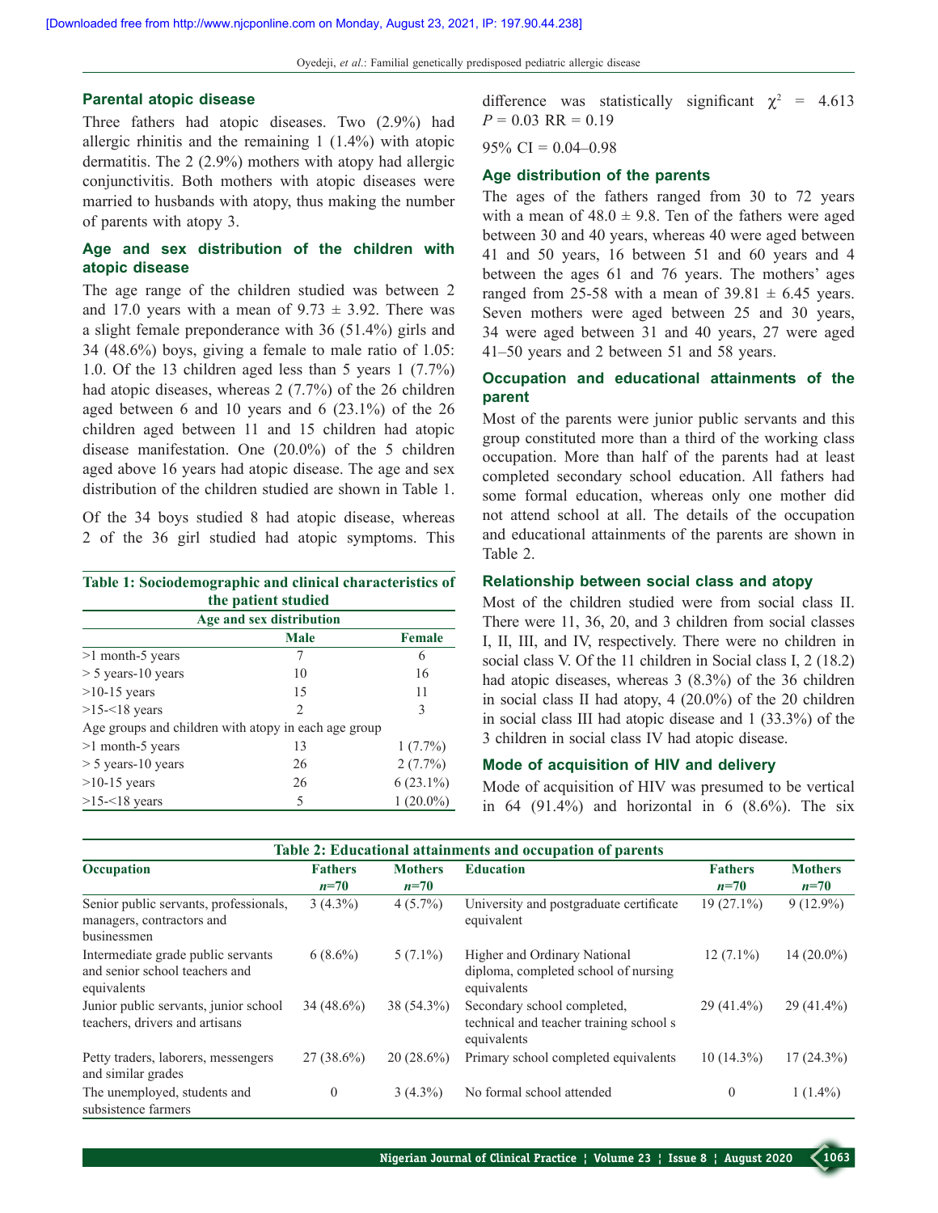## Parental atopic disease

Three fathers had atopic diseases. Two (2.9%) had allergic rhinitis and the remaining 1 (1.4%) with atopic dermatitis. The 2 (2.9%) mothers with atopy had allergic conjunctivitis. Both mothers with atopic diseases were married to husbands with atopy, thus making the number of parents with atopy 3.

## Age and sex distribution of the children with atopic disease

The age range of the children studied was between 2 and 17.0 years with a mean of 9.73 ± 3.92. There was a slight female preponderance with 36 (51.4%) girls and 34 (48.6%) boys, giving a female to male ratio of 1.05: 1.0. Of the 13 children aged less than 5 years 1 (7.7%) had atopic diseases, whereas 2 (7.7%) of the 26 children aged between 6 and 10 years and 6 (23.1%) of the 26 children aged between 11 and 15 children had atopic disease manifestation. One (20.0%) of the 5 children aged above 16 years had atopic disease. The age and sex distribution of the children studied are shown in Table 1.

Of the 34 boys studied 8 had atopic disease, whereas 2 of the 36 girl studied had atopic symptoms. This difference was statistically significant $\chi^2 = 4.613$ $P = 0.03$ RR = 0.19

95% CI = 0.04–0.98

**Table 1: Sociodemographic and clinical characteristics of the patient studied**

| Age and sex distribution | | |
|---|---|---|
| | **Male** | **Female** |
| >1 month-5 years | 7 | 6 |
| > 5 years-10 years | 10 | 16 |
| >10-15 years | 15 | 11 |
| >15-<18 years | 2 | 3 |
| Age groups and children with atopy in each age group | | |
| >1 month-5 years | 13 | 1 (7.7%) |
| > 5 years-10 years | 26 | 2 (7.7%) |
| >10-15 years | 26 | 6 (23.1%) |
| >15-<18 years | 5 | 1 (20.0%) |

## Age distribution of the parents

The ages of the fathers ranged from 30 to 72 years with a mean of 48.0 ± 9.8. Ten of the fathers were aged between 30 and 40 years, whereas 40 were aged between 41 and 50 years, 16 between 51 and 60 years and 4 between the ages 61 and 76 years. The mothers' ages ranged from 25-58 with a mean of 39.81 ± 6.45 years. Seven mothers were aged between 25 and 30 years, 34 were aged between 31 and 40 years, 27 were aged 41–50 years and 2 between 51 and 58 years.

## Occupation and educational attainments of the parent

Most of the parents were junior public servants and this group constituted more than a third of the working class occupation. More than half of the parents had at least completed secondary school education. All fathers had some formal education, whereas only one mother did not attend school at all. The details of the occupation and educational attainments of the parents are shown in Table 2.

## Relationship between social class and atopy

Most of the children studied were from social class II. There were 11, 36, 20, and 3 children from social classes I, II, III, and IV, respectively. There were no children in social class V. Of the 11 children in Social class I, 2 (18.2) had atopic diseases, whereas 3 (8.3%) of the 36 children in social class II had atopy, 4 (20.0%) of the 20 children in social class III had atopic disease and 1 (33.3%) of the 3 children in social class IV had atopic disease.

## Mode of acquisition of HIV and delivery

Mode of acquisition of HIV was presumed to be vertical in 64 (91.4%) and horizontal in 6 (8.6%). The six

**Table 2: Educational attainments and occupation of parents**

| Occupation | Fathers *n*=70 | Mothers *n*=70 | Education | Fathers *n*=70 | Mothers *n*=70 |
|---|---|---|---|---|---|
| Senior public servants, professionals, managers, contractors and businessmen | 3 (4.3%) | 4 (5.7%) | University and postgraduate certificate equivalent | 19 (27.1%) | 9 (12.9%) |
| Intermediate grade public servants and senior school teachers and equivalents | 6 (8.6%) | 5 (7.1%) | Higher and Ordinary National diploma, completed school of nursing equivalents | 12 (7.1%) | 14 (20.0%) |
| Junior public servants, junior school teachers, drivers and artisans | 34 (48.6%) | 38 (54.3%) | Secondary school completed, technical and teacher training school s equivalents | 29 (41.4%) | 29 (41.4%) |
| Petty traders, laborers, messengers and similar grades | 27 (38.6%) | 20 (28.6%) | Primary school completed equivalents | 10 (14.3%) | 17 (24.3%) |
| The unemployed, students and subsistence farmers | 0 | 3 (4.3%) | No formal school attended | 0 | 1 (1.4%) |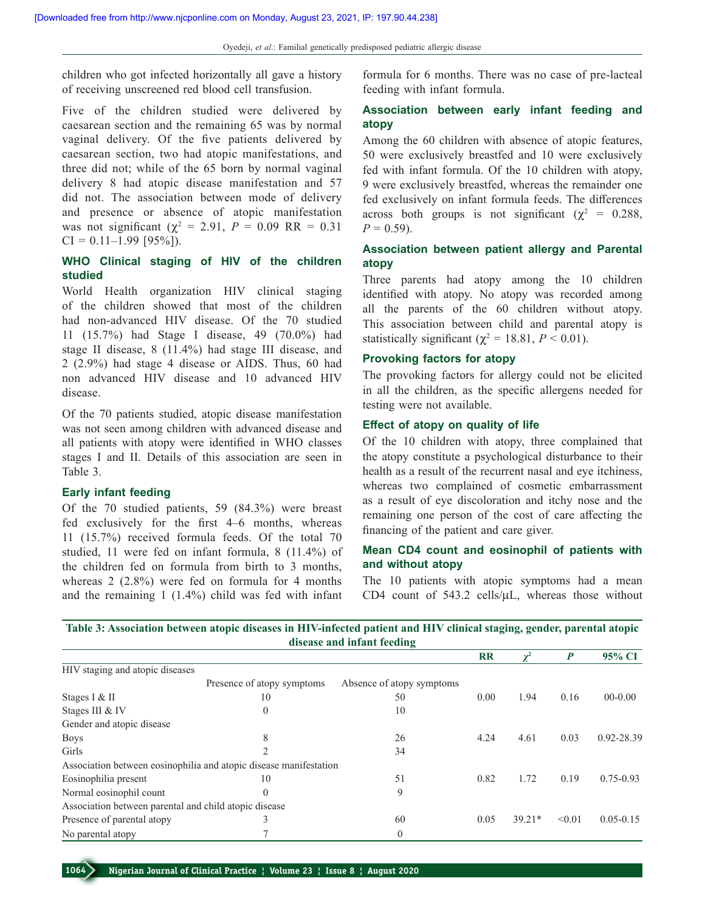children who got infected horizontally all gave a history of receiving unscreened red blood cell transfusion.

Five of the children studied were delivered by caesarean section and the remaining 65 was by normal vaginal delivery. Of the five patients delivered by caesarean section, two had atopic manifestations, and three did not; while of the 65 born by normal vaginal delivery 8 had atopic disease manifestation and 57 did not. The association between mode of delivery and presence or absence of atopic manifestation was not significant ($\chi^2$ = 2.91, *P* = 0.09 RR = 0.31 CI = 0.11–1.99 [95%]).

### WHO Clinical staging of HIV of the children studied

World Health organization HIV clinical staging of the children showed that most of the children had non-advanced HIV disease. Of the 70 studied 11 (15.7%) had Stage I disease, 49 (70.0%) had stage II disease, 8 (11.4%) had stage III disease, and 2 (2.9%) had stage 4 disease or AIDS. Thus, 60 had non advanced HIV disease and 10 advanced HIV disease.

Of the 70 patients studied, atopic disease manifestation was not seen among children with advanced disease and all patients with atopy were identified in WHO classes stages I and II. Details of this association are seen in Table 3.

### Early infant feeding

Of the 70 studied patients, 59 (84.3%) were breast fed exclusively for the first 4–6 months, whereas 11 (15.7%) received formula feeds. Of the total 70 studied, 11 were fed on infant formula, 8 (11.4%) of the children fed on formula from birth to 3 months, whereas 2 (2.8%) were fed on formula for 4 months and the remaining 1 (1.4%) child was fed with infant formula for 6 months. There was no case of pre-lacteal feeding with infant formula.

### Association between early infant feeding and atopy

Among the 60 children with absence of atopic features, 50 were exclusively breastfed and 10 were exclusively fed with infant formula. Of the 10 children with atopy, 9 were exclusively breastfed, whereas the remainder one fed exclusively on infant formula feeds. The differences across both groups is not significant ($\chi^2$ = 0.288, *P* = 0.59).

### Association between patient allergy and Parental atopy

Three parents had atopy among the 10 children identified with atopy. No atopy was recorded among all the parents of the 60 children without atopy. This association between child and parental atopy is statistically significant ($\chi^2$ = 18.81, *P* < 0.01).

### Provoking factors for atopy

The provoking factors for allergy could not be elicited in all the children, as the specific allergens needed for testing were not available.

### Effect of atopy on quality of life

Of the 10 children with atopy, three complained that the atopy constitute a psychological disturbance to their health as a result of the recurrent nasal and eye itchiness, whereas two complained of cosmetic embarrassment as a result of eye discoloration and itchy nose and the remaining one person of the cost of care affecting the financing of the patient and care giver.

### Mean CD4 count and eosinophil of patients with and without atopy

The 10 patients with atopic symptoms had a mean CD4 count of 543.2 cells/μL, whereas those without

**Table 3: Association between atopic diseases in HIV-infected patient and HIV clinical staging, gender, parental atopic disease and infant feeding**

| | | | RR | $\chi^2$ | *P* | 95% CI |
|---|---|---|---|---|---|---|
| HIV staging and atopic diseases | | | | | | |
| | Presence of atopy symptoms | Absence of atopy symptoms | | | | |
| Stages I & II | 10 | 50 | 0.00 | 1.94 | 0.16 | 00-0.00 |
| Stages III & IV | 0 | 10 | | | | |
| Gender and atopic disease | | | | | | |
| Boys | 8 | 26 | 4.24 | 4.61 | 0.03 | 0.92-28.39 |
| Girls | 2 | 34 | | | | |
| Association between eosinophilia and atopic disease manifestation | | | | | | |
| Eosinophilia present | 10 | 51 | 0.82 | 1.72 | 0.19 | 0.75-0.93 |
| Normal eosinophil count | 0 | 9 | | | | |
| Association between parental and child atopic disease | | | | | | |
| Presence of parental atopy | 3 | 60 | 0.05 | 39.21* | <0.01 | 0.05-0.15 |
| No parental atopy | 7 | 0 | | | | |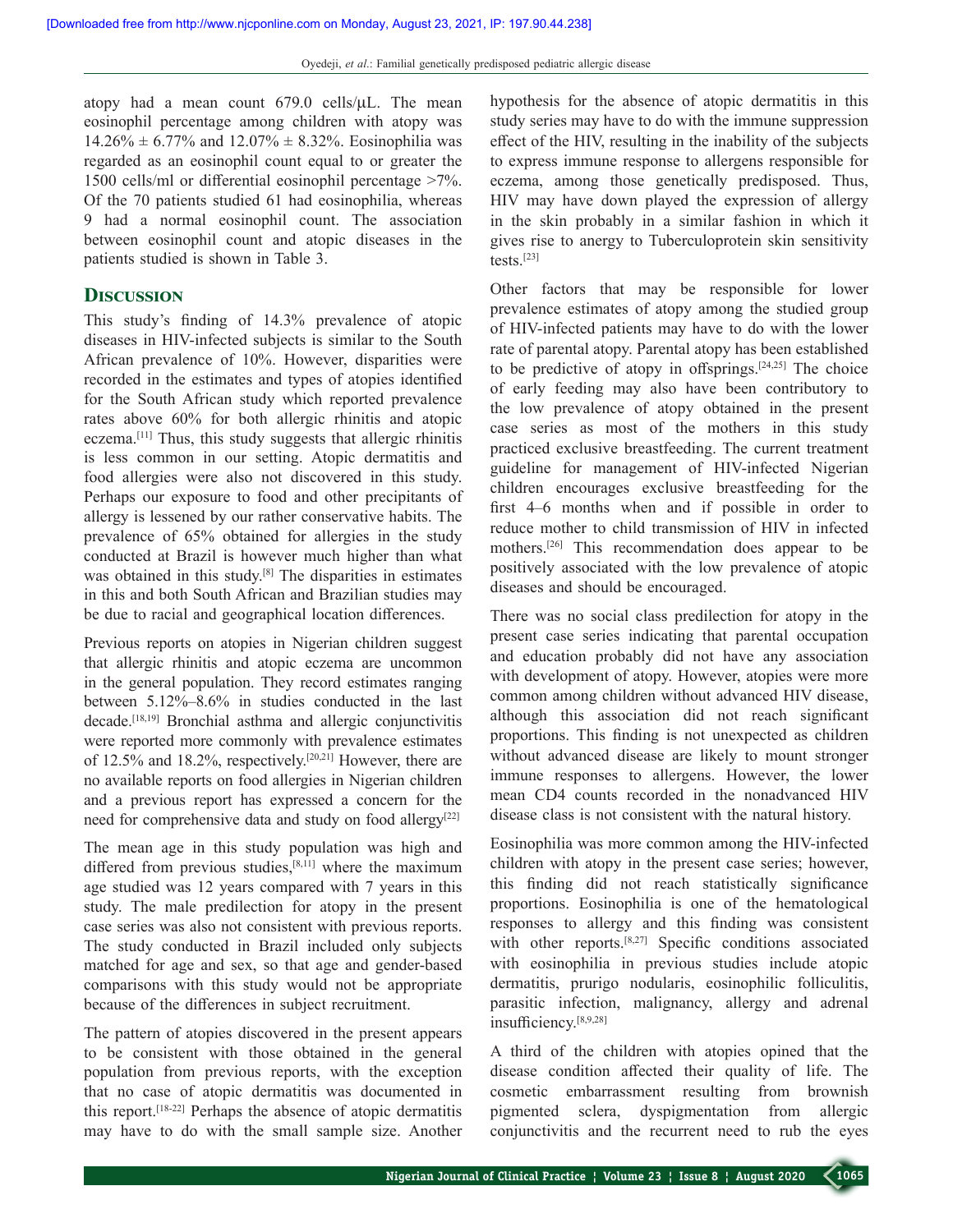atopy had a mean count 679.0 cells/μL. The mean eosinophil percentage among children with atopy was 14.26% ± 6.77% and 12.07% ± 8.32%. Eosinophilia was regarded as an eosinophil count equal to or greater the 1500 cells/ml or differential eosinophil percentage >7%. Of the 70 patients studied 61 had eosinophilia, whereas 9 had a normal eosinophil count. The association between eosinophil count and atopic diseases in the patients studied is shown in Table 3.

## Discussion

This study's finding of 14.3% prevalence of atopic diseases in HIV-infected subjects is similar to the South African prevalence of 10%. However, disparities were recorded in the estimates and types of atopies identified for the South African study which reported prevalence rates above 60% for both allergic rhinitis and atopic eczema.[11] Thus, this study suggests that allergic rhinitis is less common in our setting. Atopic dermatitis and food allergies were also not discovered in this study. Perhaps our exposure to food and other precipitants of allergy is lessened by our rather conservative habits. The prevalence of 65% obtained for allergies in the study conducted at Brazil is however much higher than what was obtained in this study.[8] The disparities in estimates in this and both South African and Brazilian studies may be due to racial and geographical location differences.

Previous reports on atopies in Nigerian children suggest that allergic rhinitis and atopic eczema are uncommon in the general population. They record estimates ranging between 5.12%–8.6% in studies conducted in the last decade.[18,19] Bronchial asthma and allergic conjunctivitis were reported more commonly with prevalence estimates of 12.5% and 18.2%, respectively.[20,21] However, there are no available reports on food allergies in Nigerian children and a previous report has expressed a concern for the need for comprehensive data and study on food allergy[22]

The mean age in this study population was high and differed from previous studies,[8,11] where the maximum age studied was 12 years compared with 7 years in this study. The male predilection for atopy in the present case series was also not consistent with previous reports. The study conducted in Brazil included only subjects matched for age and sex, so that age and gender-based comparisons with this study would not be appropriate because of the differences in subject recruitment.

The pattern of atopies discovered in the present appears to be consistent with those obtained in the general population from previous reports, with the exception that no case of atopic dermatitis was documented in this report.[18-22] Perhaps the absence of atopic dermatitis may have to do with the small sample size. Another hypothesis for the absence of atopic dermatitis in this study series may have to do with the immune suppression effect of the HIV, resulting in the inability of the subjects to express immune response to allergens responsible for eczema, among those genetically predisposed. Thus, HIV may have down played the expression of allergy in the skin probably in a similar fashion in which it gives rise to anergy to Tuberculoprotein skin sensitivity tests.[23]

Other factors that may be responsible for lower prevalence estimates of atopy among the studied group of HIV-infected patients may have to do with the lower rate of parental atopy. Parental atopy has been established to be predictive of atopy in offsprings.[24,25] The choice of early feeding may also have been contributory to the low prevalence of atopy obtained in the present case series as most of the mothers in this study practiced exclusive breastfeeding. The current treatment guideline for management of HIV-infected Nigerian children encourages exclusive breastfeeding for the first 4–6 months when and if possible in order to reduce mother to child transmission of HIV in infected mothers.[26] This recommendation does appear to be positively associated with the low prevalence of atopic diseases and should be encouraged.

There was no social class predilection for atopy in the present case series indicating that parental occupation and education probably did not have any association with development of atopy. However, atopies were more common among children without advanced HIV disease, although this association did not reach significant proportions. This finding is not unexpected as children without advanced disease are likely to mount stronger immune responses to allergens. However, the lower mean CD4 counts recorded in the nonadvanced HIV disease class is not consistent with the natural history.

Eosinophilia was more common among the HIV-infected children with atopy in the present case series; however, this finding did not reach statistically significance proportions. Eosinophilia is one of the hematological responses to allergy and this finding was consistent with other reports.[8,27] Specific conditions associated with eosinophilia in previous studies include atopic dermatitis, prurigo nodularis, eosinophilic folliculitis, parasitic infection, malignancy, allergy and adrenal insufficiency.[8,9,28]

A third of the children with atopies opined that the disease condition affected their quality of life. The cosmetic embarrassment resulting from brownish pigmented sclera, dyspigmentation from allergic conjunctivitis and the recurrent need to rub the eyes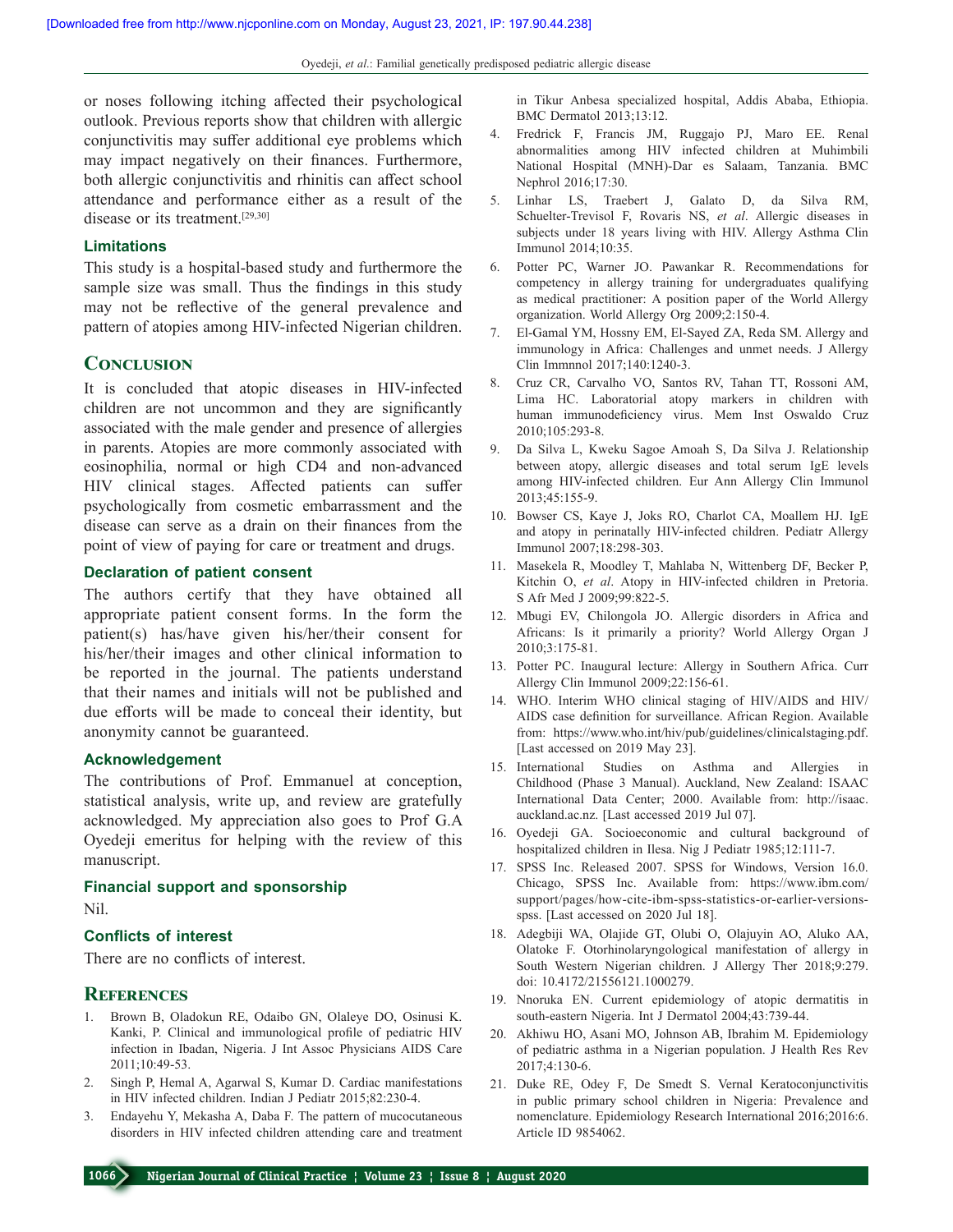or noses following itching affected their psychological outlook. Previous reports show that children with allergic conjunctivitis may suffer additional eye problems which may impact negatively on their finances. Furthermore, both allergic conjunctivitis and rhinitis can affect school attendance and performance either as a result of the disease or its treatment.[29,30]

### Limitations

This study is a hospital-based study and furthermore the sample size was small. Thus the findings in this study may not be reflective of the general prevalence and pattern of atopies among HIV-infected Nigerian children.

## Conclusion

It is concluded that atopic diseases in HIV-infected children are not uncommon and they are significantly associated with the male gender and presence of allergies in parents. Atopies are more commonly associated with eosinophilia, normal or high CD4 and non-advanced HIV clinical stages. Affected patients can suffer psychologically from cosmetic embarrassment and the disease can serve as a drain on their finances from the point of view of paying for care or treatment and drugs.

### Declaration of patient consent

The authors certify that they have obtained all appropriate patient consent forms. In the form the patient(s) has/have given his/her/their consent for his/her/their images and other clinical information to be reported in the journal. The patients understand that their names and initials will not be published and due efforts will be made to conceal their identity, but anonymity cannot be guaranteed.

### Acknowledgement

The contributions of Prof. Emmanuel at conception, statistical analysis, write up, and review are gratefully acknowledged. My appreciation also goes to Prof G.A Oyedeji emeritus for helping with the review of this manuscript.

### Financial support and sponsorship

Nil.

### Conflicts of interest

There are no conflicts of interest.

## References

1. Brown B, Oladokun RE, Odaibo GN, Olaleye DO, Osinusi K. Kanki, P. Clinical and immunological profile of pediatric HIV infection in Ibadan, Nigeria. J Int Assoc Physicians AIDS Care 2011;10:49-53.
2. Singh P, Hemal A, Agarwal S, Kumar D. Cardiac manifestations in HIV infected children. Indian J Pediatr 2015;82:230-4.
3. Endayehu Y, Mekasha A, Daba F. The pattern of mucocutaneous disorders in HIV infected children attending care and treatment in Tikur Anbesa specialized hospital, Addis Ababa, Ethiopia. BMC Dermatol 2013;13:12.
4. Fredrick F, Francis JM, Ruggajo PJ, Maro EE. Renal abnormalities among HIV infected children at Muhimbili National Hospital (MNH)-Dar es Salaam, Tanzania. BMC Nephrol 2016;17:30.
5. Linhar LS, Traebert J, Galato D, da Silva RM, Schuelter-Trevisol F, Rovaris NS, *et al*. Allergic diseases in subjects under 18 years living with HIV. Allergy Asthma Clin Immunol 2014;10:35.
6. Potter PC, Warner JO. Pawankar R. Recommendations for competency in allergy training for undergraduates qualifying as medical practitioner: A position paper of the World Allergy organization. World Allergy Org 2009;2:150-4.
7. El-Gamal YM, Hossny EM, El-Sayed ZA, Reda SM. Allergy and immunology in Africa: Challenges and unmet needs. J Allergy Clin Immnnol 2017;140:1240-3.
8. Cruz CR, Carvalho VO, Santos RV, Tahan TT, Rossoni AM, Lima HC. Laboratorial atopy markers in children with human immunodeficiency virus. Mem Inst Oswaldo Cruz 2010;105:293-8.
9. Da Silva L, Kweku Sagoe Amoah S, Da Silva J. Relationship between atopy, allergic diseases and total serum IgE levels among HIV-infected children. Eur Ann Allergy Clin Immunol 2013;45:155-9.
10. Bowser CS, Kaye J, Joks RO, Charlot CA, Moallem HJ. IgE and atopy in perinatally HIV-infected children. Pediatr Allergy Immunol 2007;18:298-303.
11. Masekela R, Moodley T, Mahlaba N, Wittenberg DF, Becker P, Kitchin O, *et al*. Atopy in HIV-infected children in Pretoria. S Afr Med J 2009;99:822-5.
12. Mbugi EV, Chilongola JO. Allergic disorders in Africa and Africans: Is it primarily a priority? World Allergy Organ J 2010;3:175-81.
13. Potter PC. Inaugural lecture: Allergy in Southern Africa. Curr Allergy Clin Immunol 2009;22:156-61.
14. WHO. Interim WHO clinical staging of HIV/AIDS and HIV/AIDS case definition for surveillance. African Region. Available from: https://www.who.int/hiv/pub/guidelines/clinicalstaging.pdf. [Last accessed on 2019 May 23].
15. International Studies on Asthma and Allergies in Childhood (Phase 3 Manual). Auckland, New Zealand: ISAAC International Data Center; 2000. Available from: http://isaac.auckland.ac.nz. [Last accessed 2019 Jul 07].
16. Oyedeji GA. Socioeconomic and cultural background of hospitalized children in Ilesa. Nig J Pediatr 1985;12:111-7.
17. SPSS Inc. Released 2007. SPSS for Windows, Version 16.0. Chicago, SPSS Inc. Available from: https://www.ibm.com/support/pages/how-cite-ibm-spss-statistics-or-earlier-versions-spss. [Last accessed on 2020 Jul 18].
18. Adegbiji WA, Olajide GT, Olubi O, Olajuyin AO, Aluko AA, Olatoke F. Otorhinolaryngological manifestation of allergy in South Western Nigerian children. J Allergy Ther 2018;9:279. doi: 10.4172/21556121.1000279.
19. Nnoruka EN. Current epidemiology of atopic dermatitis in south-eastern Nigeria. Int J Dermatol 2004;43:739-44.
20. Akhiwu HO, Asani MO, Johnson AB, Ibrahim M. Epidemiology of pediatric asthma in a Nigerian population. J Health Res Rev 2017;4:130-6.
21. Duke RE, Odey F, De Smedt S. Vernal Keratoconjunctivitis in public primary school children in Nigeria: Prevalence and nomenclature. Epidemiology Research International 2016;2016:6. Article ID 9854062.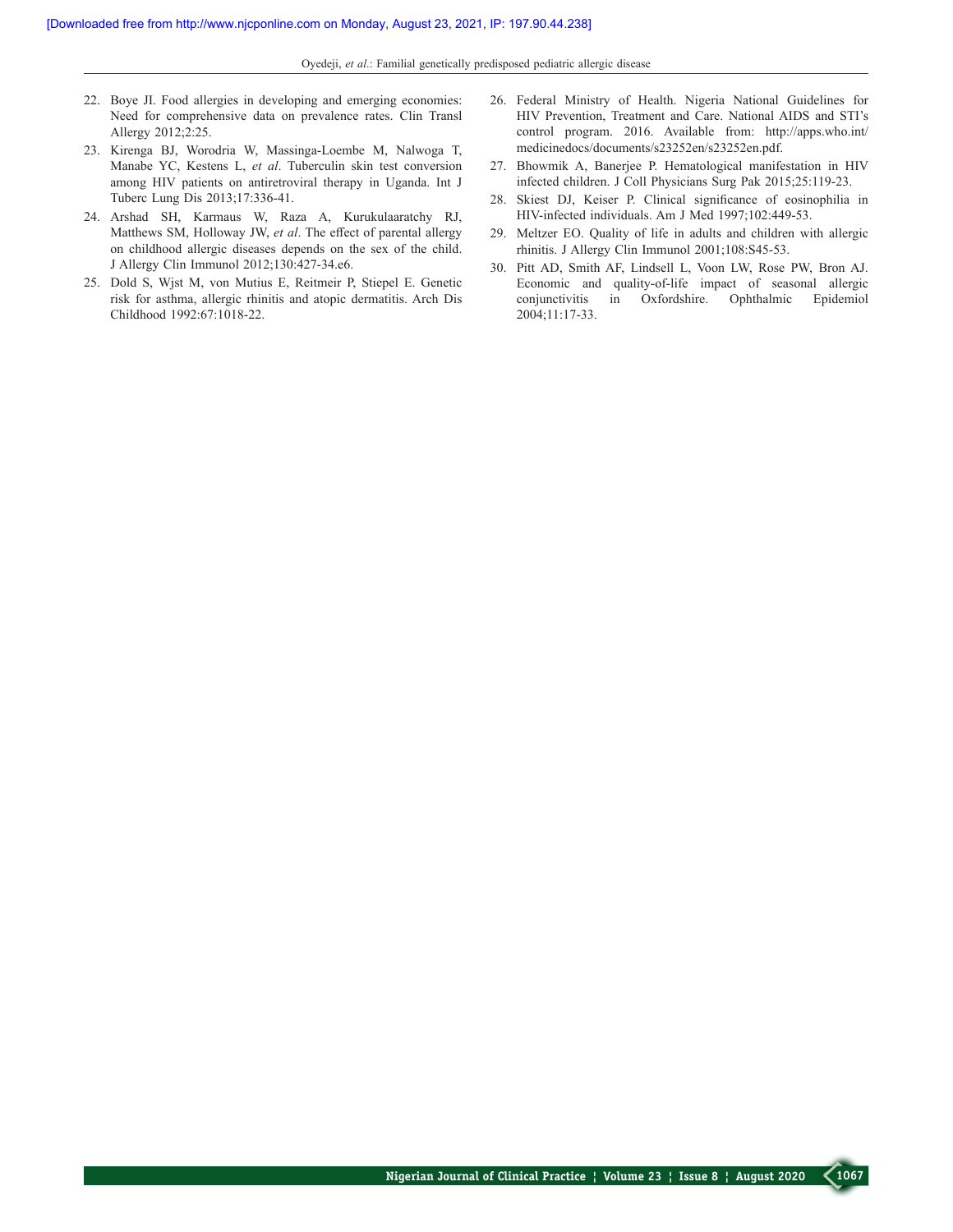22. Boye JI. Food allergies in developing and emerging economies: Need for comprehensive data on prevalence rates. Clin Transl Allergy 2012;2:25.
23. Kirenga BJ, Worodria W, Massinga-Loembe M, Nalwoga T, Manabe YC, Kestens L, *et al*. Tuberculin skin test conversion among HIV patients on antiretroviral therapy in Uganda. Int J Tuberc Lung Dis 2013;17:336-41.
24. Arshad SH, Karmaus W, Raza A, Kurukulaaratchy RJ, Matthews SM, Holloway JW, *et al*. The effect of parental allergy on childhood allergic diseases depends on the sex of the child. J Allergy Clin Immunol 2012;130:427-34.e6.
25. Dold S, Wjst M, von Mutius E, Reitmeir P, Stiepel E. Genetic risk for asthma, allergic rhinitis and atopic dermatitis. Arch Dis Childhood 1992:67:1018-22.
26. Federal Ministry of Health. Nigeria National Guidelines for HIV Prevention, Treatment and Care. National AIDS and STI's control program. 2016. Available from: http://apps.who.int/medicinedocs/documents/s23252en/s23252en.pdf.
27. Bhowmik A, Banerjee P. Hematological manifestation in HIV infected children. J Coll Physicians Surg Pak 2015;25:119-23.
28. Skiest DJ, Keiser P. Clinical significance of eosinophilia in HIV-infected individuals. Am J Med 1997;102:449-53.
29. Meltzer EO. Quality of life in adults and children with allergic rhinitis. J Allergy Clin Immunol 2001;108:S45-53.
30. Pitt AD, Smith AF, Lindsell L, Voon LW, Rose PW, Bron AJ. Economic and quality-of-life impact of seasonal allergic conjunctivitis in Oxfordshire. Ophthalmic Epidemiol 2004;11:17-33.